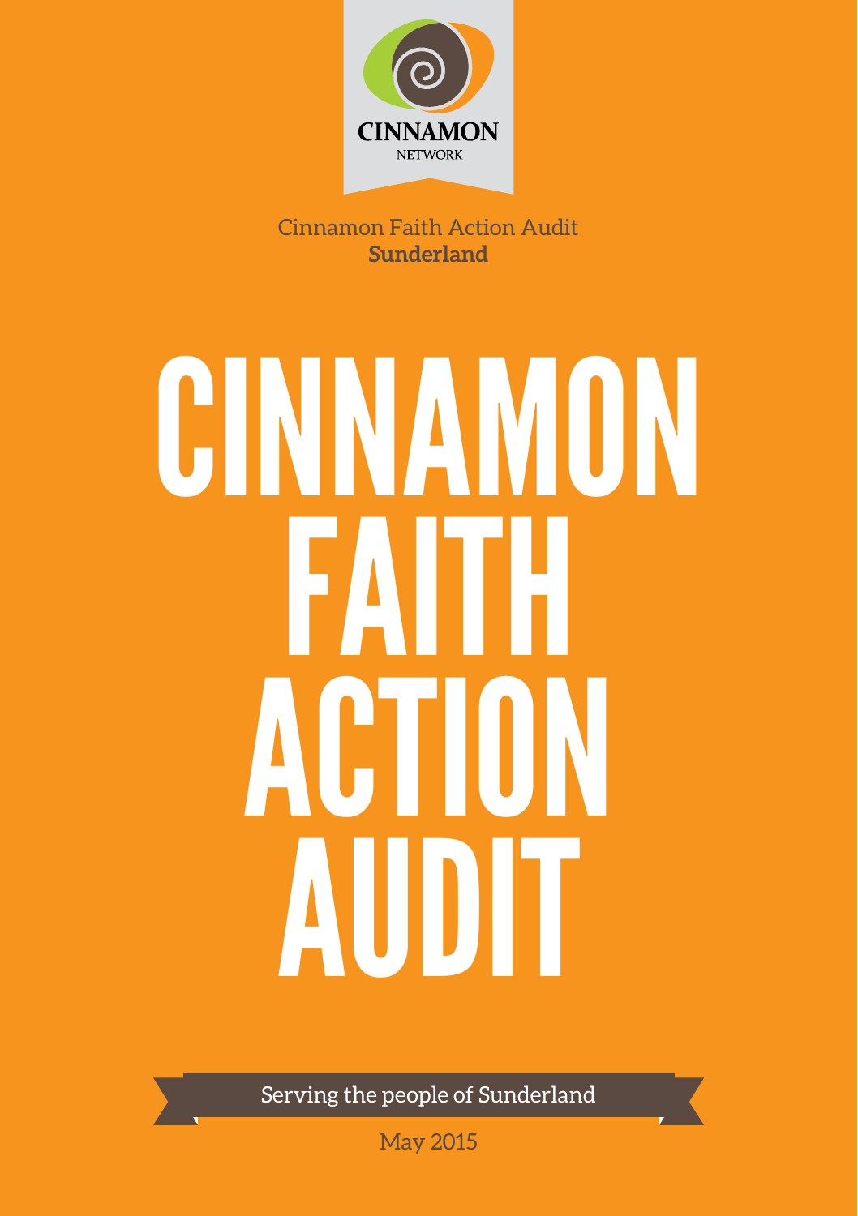CINNAMON
NETWORK

Cinnamon Faith Action Audit
**Sunderland**

# CINNAMON FAITH ACTION AUDIT

Serving the people of Sunderland

May 2015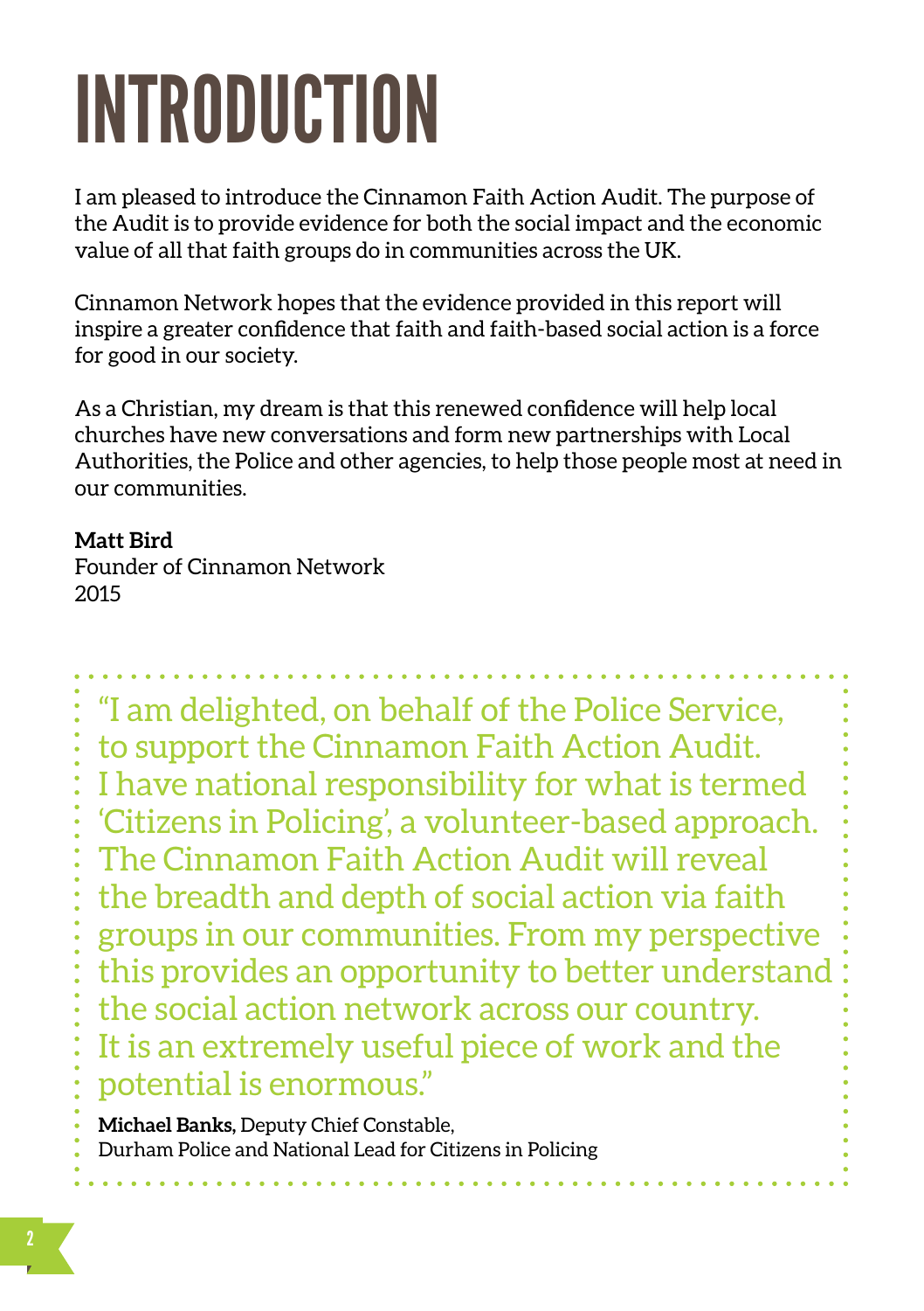# INTRODUCTION

I am pleased to introduce the Cinnamon Faith Action Audit. The purpose of the Audit is to provide evidence for both the social impact and the economic value of all that faith groups do in communities across the UK.

Cinnamon Network hopes that the evidence provided in this report will inspire a greater confidence that faith and faith-based social action is a force for good in our society.

As a Christian, my dream is that this renewed confidence will help local churches have new conversations and form new partnerships with Local Authorities, the Police and other agencies, to help those people most at need in our communities.

**Matt Bird**
Founder of Cinnamon Network
2015

> "I am delighted, on behalf of the Police Service, to support the Cinnamon Faith Action Audit. I have national responsibility for what is termed 'Citizens in Policing', a volunteer-based approach. The Cinnamon Faith Action Audit will reveal the breadth and depth of social action via faith groups in our communities. From my perspective this provides an opportunity to better understand the social action network across our country. It is an extremely useful piece of work and the potential is enormous."
>
> **Michael Banks,** Deputy Chief Constable,
> Durham Police and National Lead for Citizens in Policing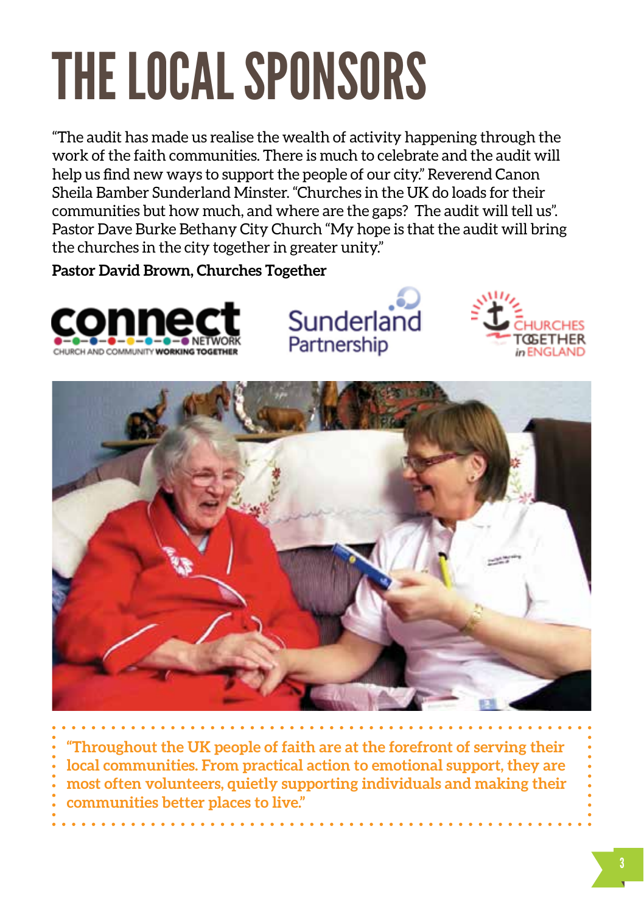# THE LOCAL SPONSORS

"The audit has made us realise the wealth of activity happening through the work of the faith communities. There is much to celebrate and the audit will help us find new ways to support the people of our city." Reverend Canon Sheila Bamber Sunderland Minster. "Churches in the UK do loads for their communities but how much, and where are the gaps? The audit will tell us". Pastor Dave Burke Bethany City Church "My hope is that the audit will bring the churches in the city together in greater unity."

**Pastor David Brown, Churches Together**

connect NETWORK CHURCH AND COMMUNITY WORKING TOGETHER

Sunderland Partnership

CHURCHES TOGETHER in ENGLAND

**"Throughout the UK people of faith are at the forefront of serving their local communities. From practical action to emotional support, they are most often volunteers, quietly supporting individuals and making their communities better places to live."**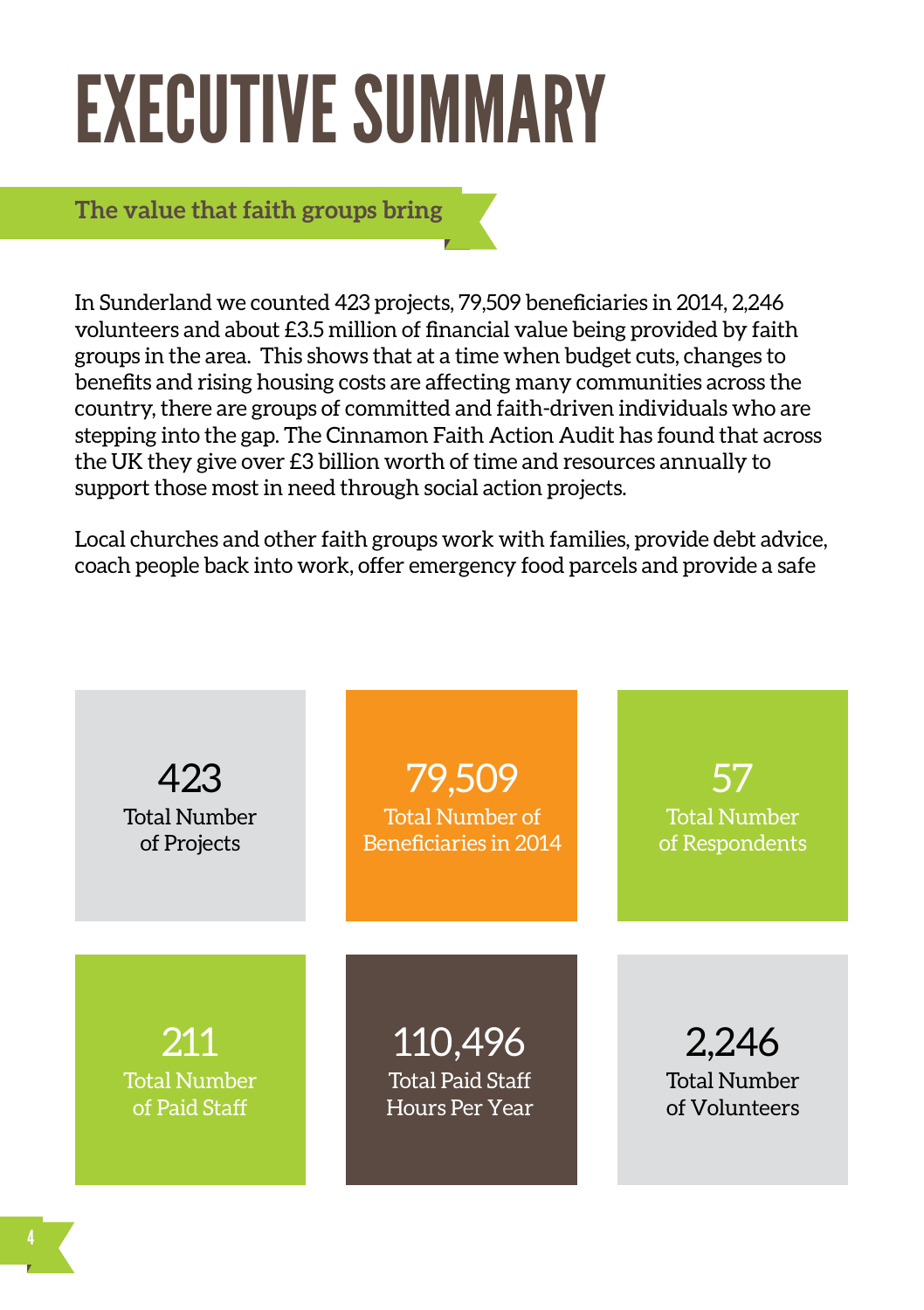# EXECUTIVE SUMMARY

## The value that faith groups bring

In Sunderland we counted 423 projects, 79,509 beneficiaries in 2014, 2,246 volunteers and about £3.5 million of financial value being provided by faith groups in the area. This shows that at a time when budget cuts, changes to benefits and rising housing costs are affecting many communities across the country, there are groups of committed and faith-driven individuals who are stepping into the gap. The Cinnamon Faith Action Audit has found that across the UK they give over £3 billion worth of time and resources annually to support those most in need through social action projects.

Local churches and other faith groups work with families, provide debt advice, coach people back into work, offer emergency food parcels and provide a safe

**423**
Total Number of Projects

**79,509**
Total Number of Beneficiaries in 2014

**57**
Total Number of Respondents

**211**
Total Number of Paid Staff

**110,496**
Total Paid Staff Hours Per Year

**2,246**
Total Number of Volunteers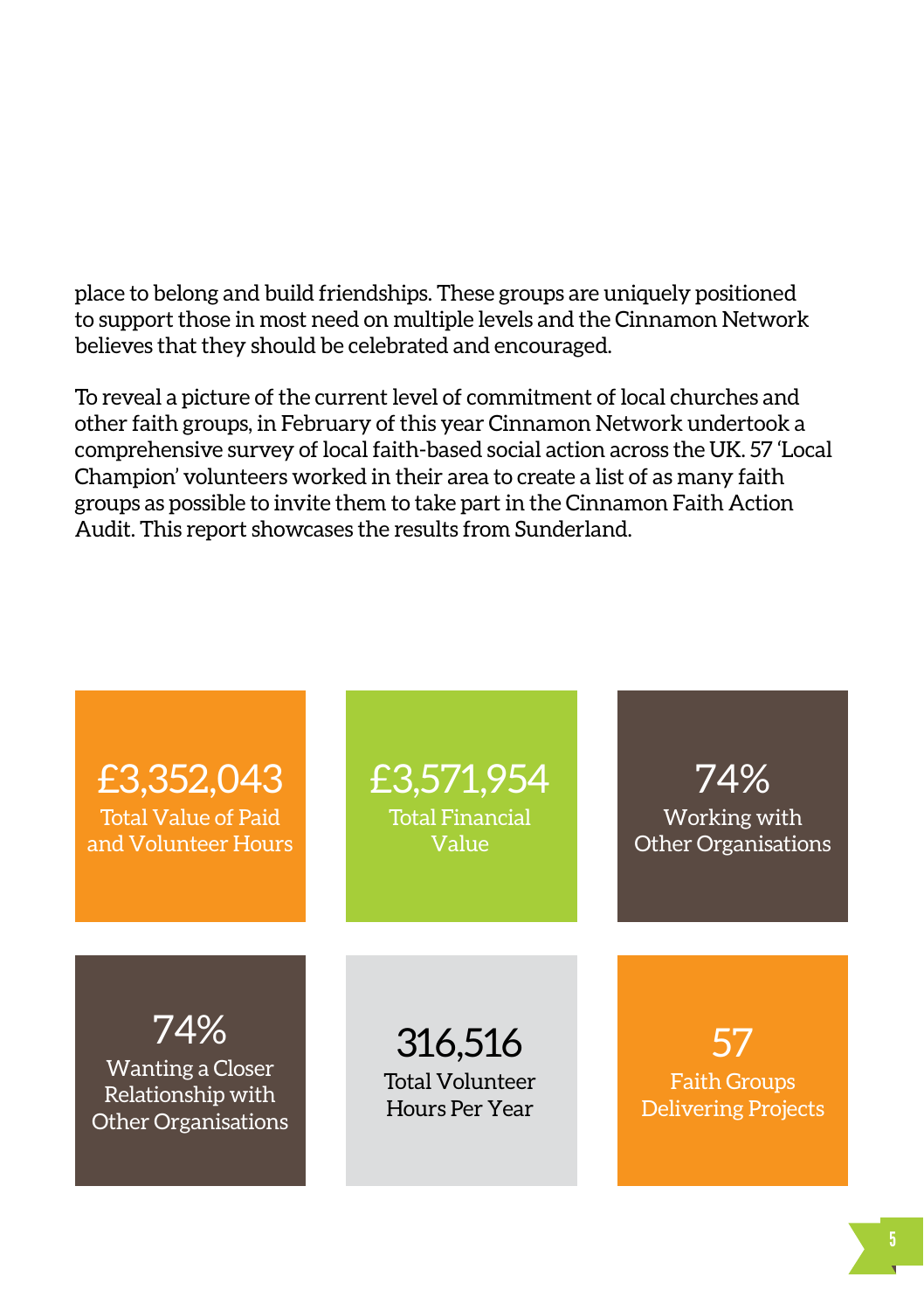place to belong and build friendships. These groups are uniquely positioned to support those in most need on multiple levels and the Cinnamon Network believes that they should be celebrated and encouraged.

To reveal a picture of the current level of commitment of local churches and other faith groups, in February of this year Cinnamon Network undertook a comprehensive survey of local faith-based social action across the UK. 57 'Local Champion' volunteers worked in their area to create a list of as many faith groups as possible to invite them to take part in the Cinnamon Faith Action Audit. This report showcases the results from Sunderland.

**£3,352,043**
Total Value of Paid and Volunteer Hours

**£3,571,954**
Total Financial Value

**74%**
Working with Other Organisations

**74%**
Wanting a Closer Relationship with Other Organisations

**316,516**
Total Volunteer Hours Per Year

**57**
Faith Groups Delivering Projects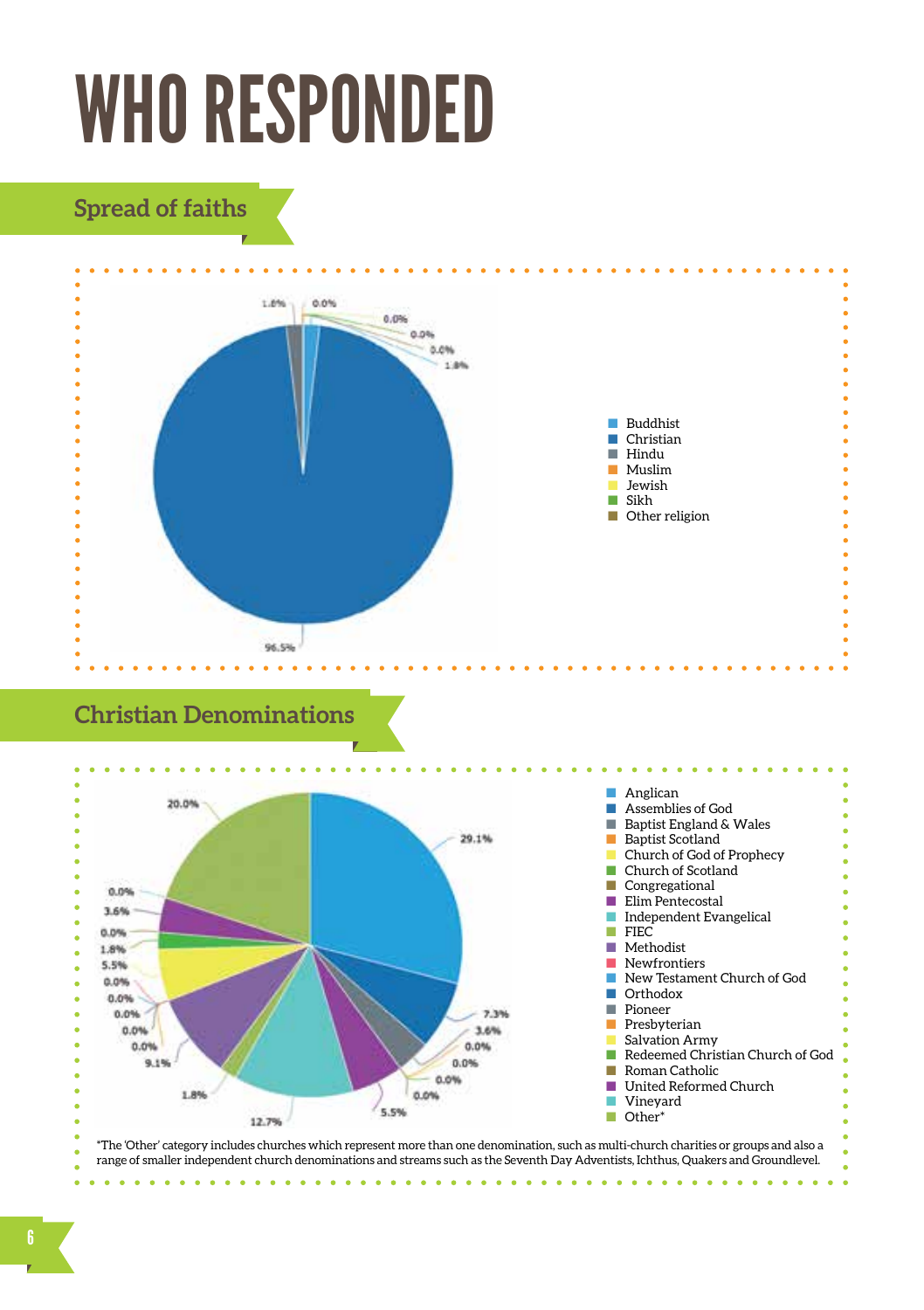# WHO RESPONDED

## Spread of faiths

1.8%
0.0%
0.0%
0.0%
0.0%
1.8%
96.5%

- Buddhist
- Christian
- Hindu
- Muslim
- Jewish
- Sikh
- Other religion

## Christian Denominations

20.0%
29.1%
0.0%
3.6%
0.0%
1.8%
5.5%
0.0%
0.0%
0.0%
0.0%
0.0%
9.1%
1.8%
12.7%
5.5%
0.0%
0.0%
0.0%
0.0%
3.6%
7.3%

- Anglican
- Assemblies of God
- Baptist England & Wales
- Baptist Scotland
- Church of God of Prophecy
- Church of Scotland
- Congregational
- Elim Pentecostal
- Independent Evangelical
- FIEC
- Methodist
- Newfrontiers
- New Testament Church of God
- Orthodox
- Pioneer
- Presbyterian
- Salvation Army
- Redeemed Christian Church of God
- Roman Catholic
- United Reformed Church
- Vineyard
- Other*

*The 'Other' category includes churches which represent more than one denomination, such as multi-church charities or groups and also a range of smaller independent church denominations and streams such as the Seventh Day Adventists, Ichthus, Quakers and Groundlevel.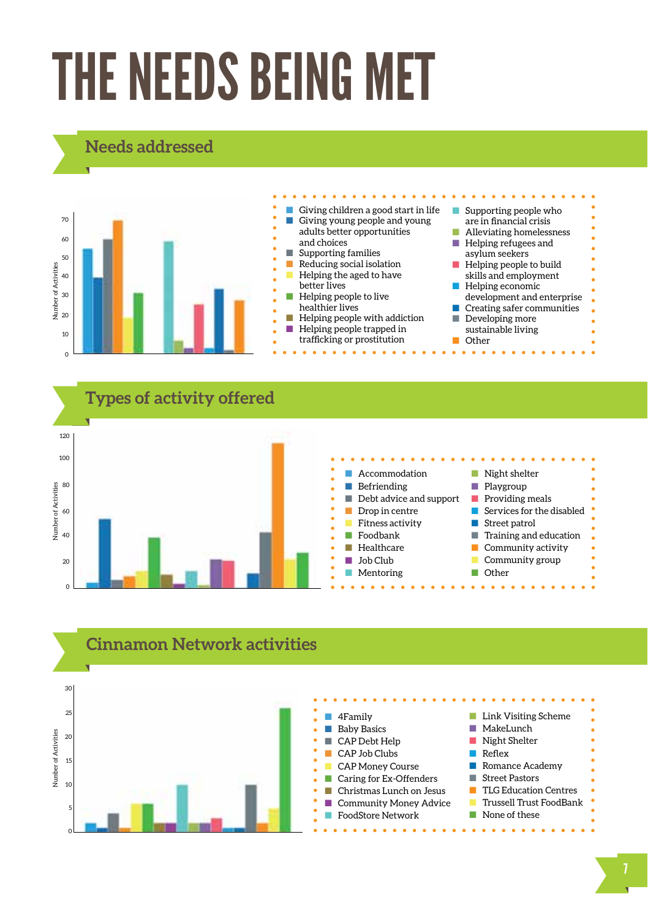# THE NEEDS BEING MET

## Needs addressed

Number of Activities

0, 10, 20, 30, 40, 50, 60, 70

- Giving children a good start in life
- Giving young people and young adults better opportunities and choices
- Supporting families
- Reducing social isolation
- Helping the aged to have better lives
- Helping people to live healthier lives
- Helping people with addiction
- Helping people trapped in trafficking or prostitution
- Supporting people who are in financial crisis
- Alleviating homelessness
- Helping refugees and asylum seekers
- Helping people to build skills and employment
- Helping economic development and enterprise
- Creating safer communities
- Developing more sustainable living
- Other

## Types of activity offered

Number of Activities

0, 20, 40, 60, 80, 100, 120

- Accommodation
- Befriending
- Debt advice and support
- Drop in centre
- Fitness activity
- Foodbank
- Healthcare
- Job Club
- Mentoring
- Night shelter
- Playgroup
- Providing meals
- Services for the disabled
- Street patrol
- Training and education
- Community activity
- Community group
- Other

## Cinnamon Network activities

Number of Activities

0, 5, 10, 15, 20, 25, 30

- 4Family
- Baby Basics
- CAP Debt Help
- CAP Job Clubs
- CAP Money Course
- Caring for Ex-Offenders
- Christmas Lunch on Jesus
- Community Money Advice
- FoodStore Network
- Link Visiting Scheme
- MakeLunch
- Night Shelter
- Reflex
- Romance Academy
- Street Pastors
- TLG Education Centres
- Trussell Trust FoodBank
- None of these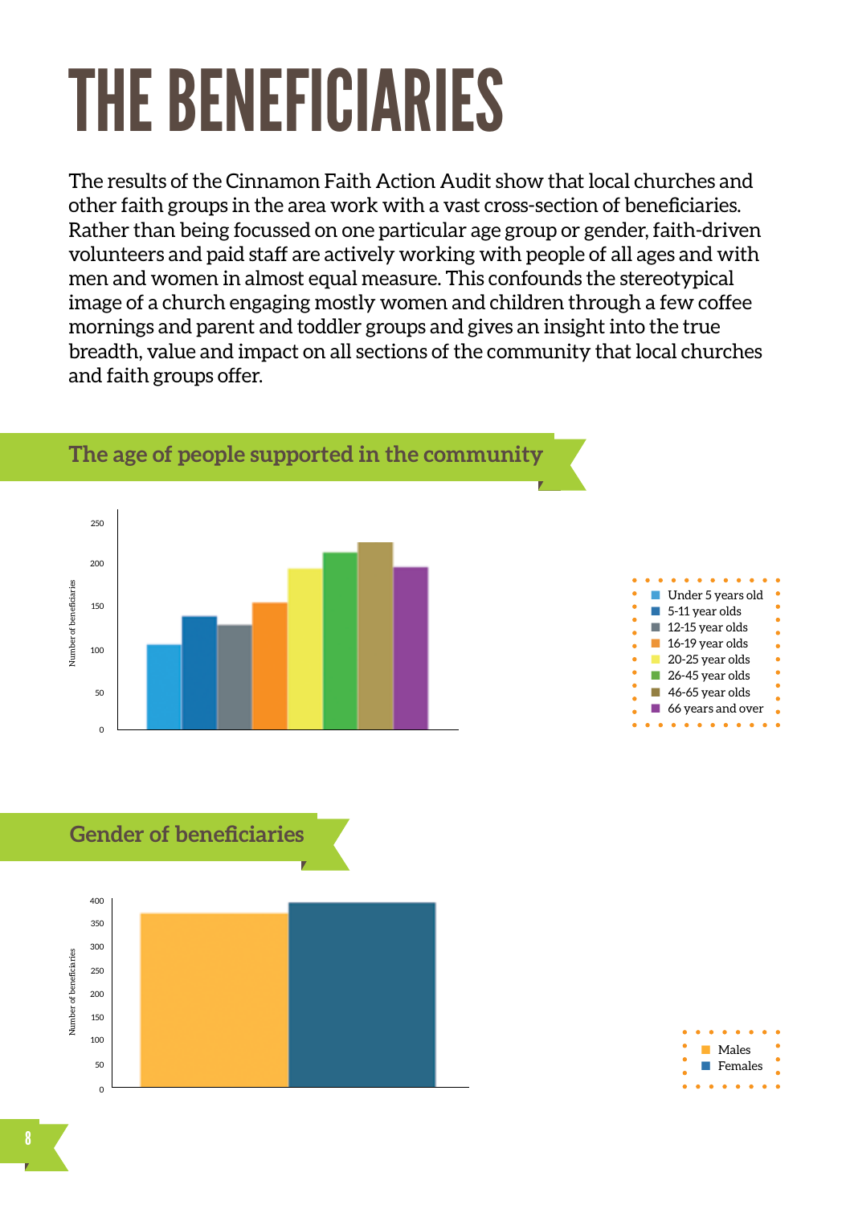# THE BENEFICIARIES

The results of the Cinnamon Faith Action Audit show that local churches and other faith groups in the area work with a vast cross-section of beneficiaries. Rather than being focussed on one particular age group or gender, faith-driven volunteers and paid staff are actively working with people of all ages and with men and women in almost equal measure. This confounds the stereotypical image of a church engaging mostly women and children through a few coffee mornings and parent and toddler groups and gives an insight into the true breadth, value and impact on all sections of the community that local churches and faith groups offer.

## The age of people supported in the community

Number of beneficiaries

- Under 5 years old
- 5-11 year olds
- 12-15 year olds
- 16-19 year olds
- 20-25 year olds
- 26-45 year olds
- 46-65 year olds
- 66 years and over

## Gender of beneficiaries

Number of beneficiaries

- Males
- Females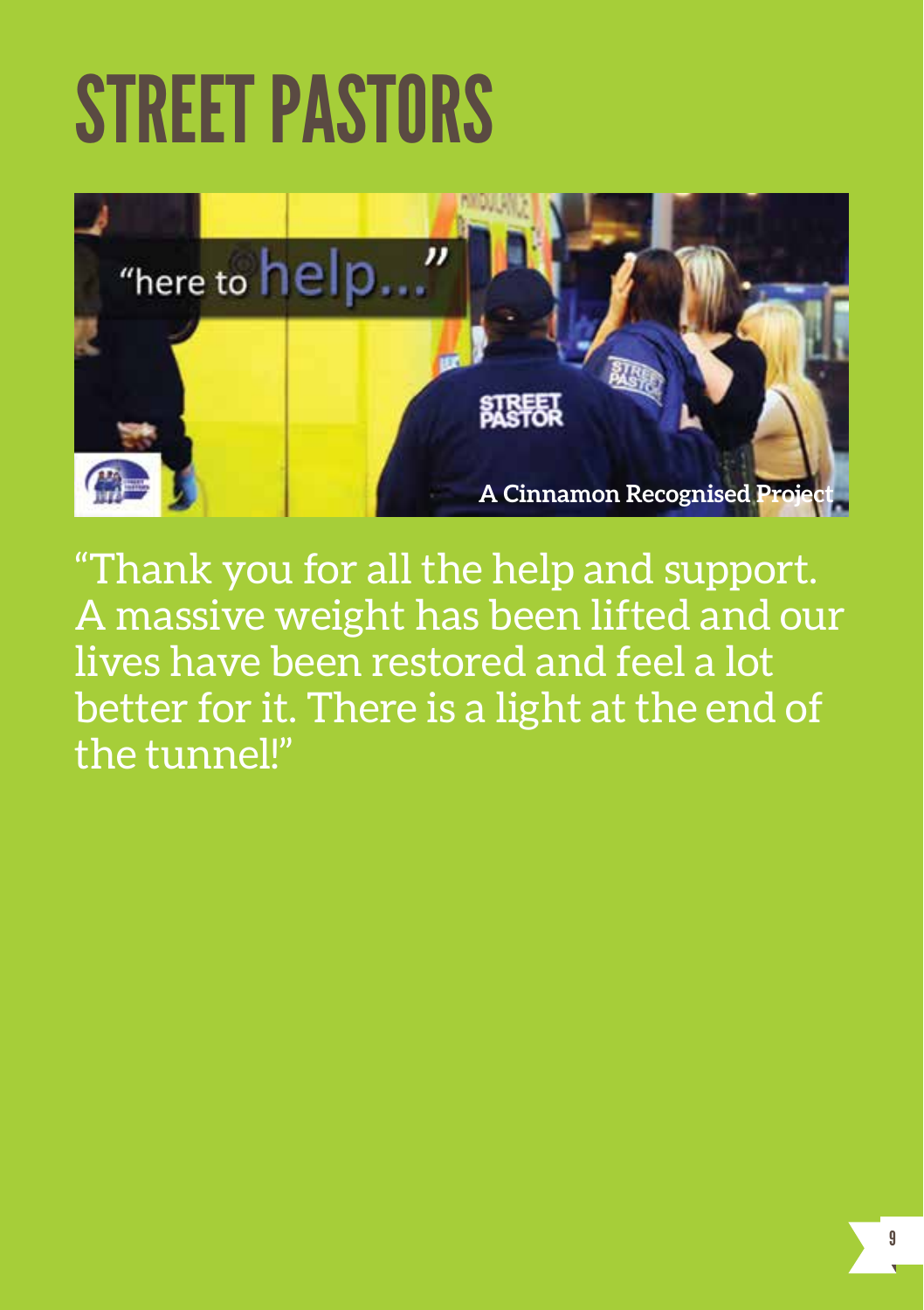# STREET PASTORS

"Thank you for all the help and support. A massive weight has been lifted and our lives have been restored and feel a lot better for it. There is a light at the end of the tunnel!"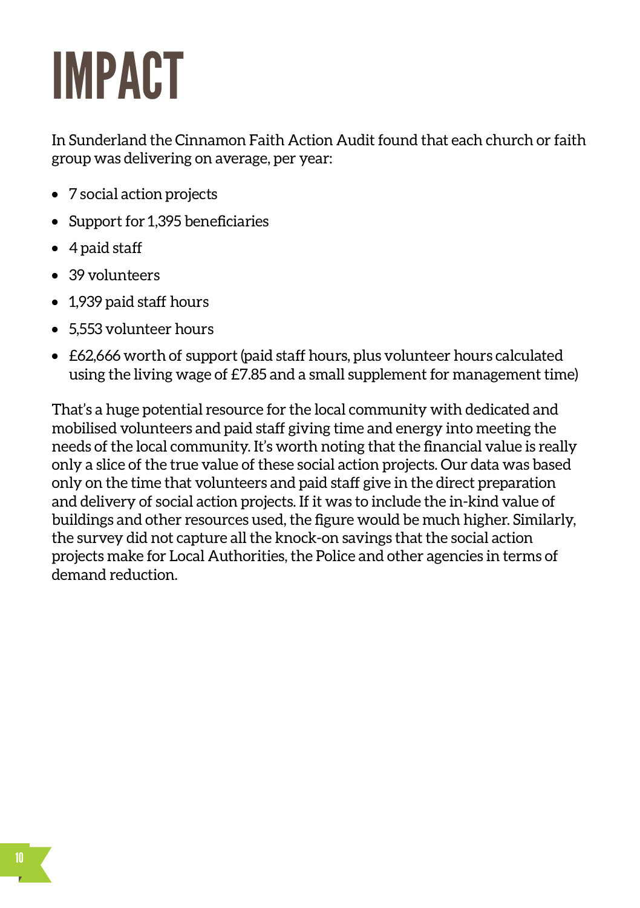# IMPACT

In Sunderland the Cinnamon Faith Action Audit found that each church or faith group was delivering on average, per year:

- 7 social action projects
- Support for 1,395 beneficiaries
- 4 paid staff
- 39 volunteers
- 1,939 paid staff hours
- 5,553 volunteer hours
- £62,666 worth of support (paid staff hours, plus volunteer hours calculated using the living wage of £7.85 and a small supplement for management time)

That's a huge potential resource for the local community with dedicated and mobilised volunteers and paid staff giving time and energy into meeting the needs of the local community. It's worth noting that the financial value is really only a slice of the true value of these social action projects. Our data was based only on the time that volunteers and paid staff give in the direct preparation and delivery of social action projects. If it was to include the in-kind value of buildings and other resources used, the figure would be much higher. Similarly, the survey did not capture all the knock-on savings that the social action projects make for Local Authorities, the Police and other agencies in terms of demand reduction.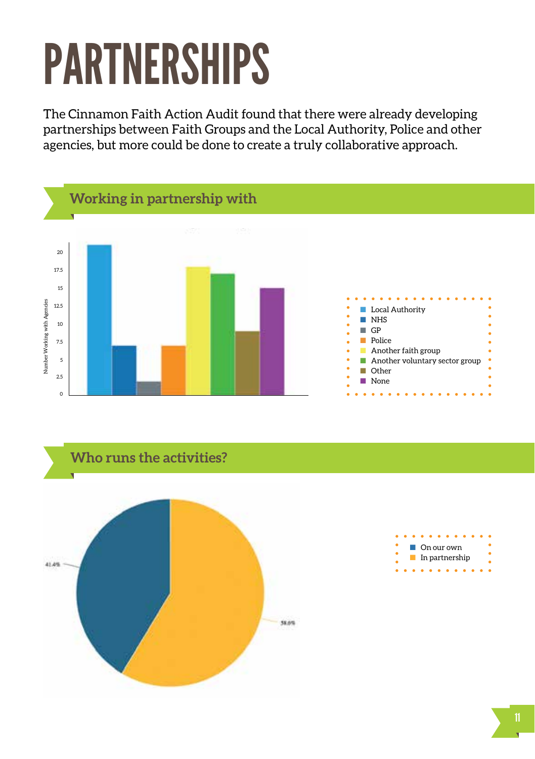# PARTNERSHIPS

The Cinnamon Faith Action Audit found that there were already developing partnerships between Faith Groups and the Local Authority, Police and other agencies, but more could be done to create a truly collaborative approach.

## Working in partnership with

Number Working with Agencies

- Local Authority
- NHS
- GP
- Police
- Another faith group
- Another voluntary sector group
- Other
- None

## Who runs the activities?

41.4%

58.6%

- On our own
- In partnership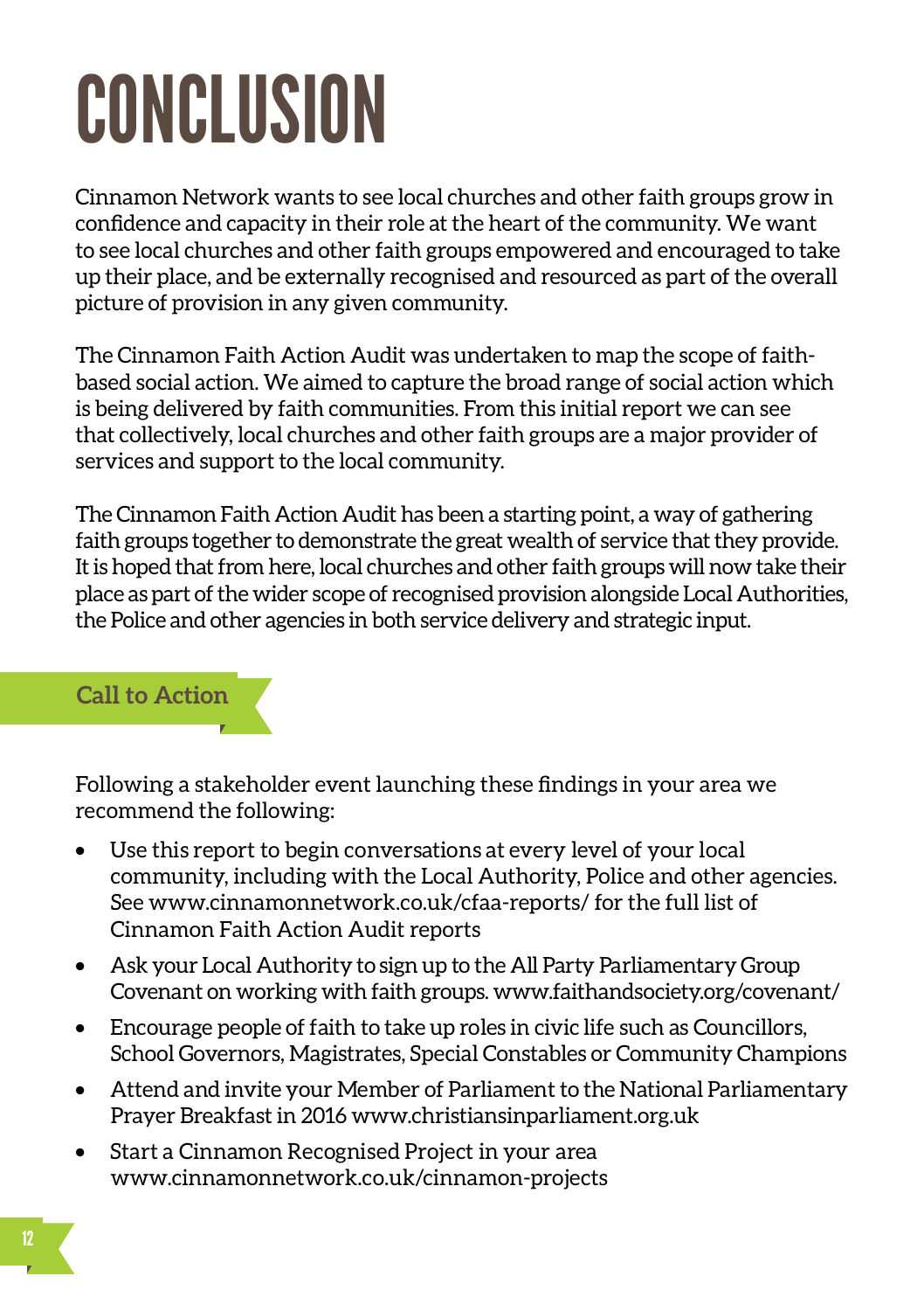# CONCLUSION

Cinnamon Network wants to see local churches and other faith groups grow in confidence and capacity in their role at the heart of the community. We want to see local churches and other faith groups empowered and encouraged to take up their place, and be externally recognised and resourced as part of the overall picture of provision in any given community.

The Cinnamon Faith Action Audit was undertaken to map the scope of faith-based social action. We aimed to capture the broad range of social action which is being delivered by faith communities. From this initial report we can see that collectively, local churches and other faith groups are a major provider of services and support to the local community.

The Cinnamon Faith Action Audit has been a starting point, a way of gathering faith groups together to demonstrate the great wealth of service that they provide. It is hoped that from here, local churches and other faith groups will now take their place as part of the wider scope of recognised provision alongside Local Authorities, the Police and other agencies in both service delivery and strategic input.

## Call to Action

Following a stakeholder event launching these findings in your area we recommend the following:

- Use this report to begin conversations at every level of your local community, including with the Local Authority, Police and other agencies. See www.cinnamonnetwork.co.uk/cfaa-reports/ for the full list of Cinnamon Faith Action Audit reports
- Ask your Local Authority to sign up to the All Party Parliamentary Group Covenant on working with faith groups. www.faithandsociety.org/covenant/
- Encourage people of faith to take up roles in civic life such as Councillors, School Governors, Magistrates, Special Constables or Community Champions
- Attend and invite your Member of Parliament to the National Parliamentary Prayer Breakfast in 2016 www.christiansinparliament.org.uk
- Start a Cinnamon Recognised Project in your area www.cinnamonnetwork.co.uk/cinnamon-projects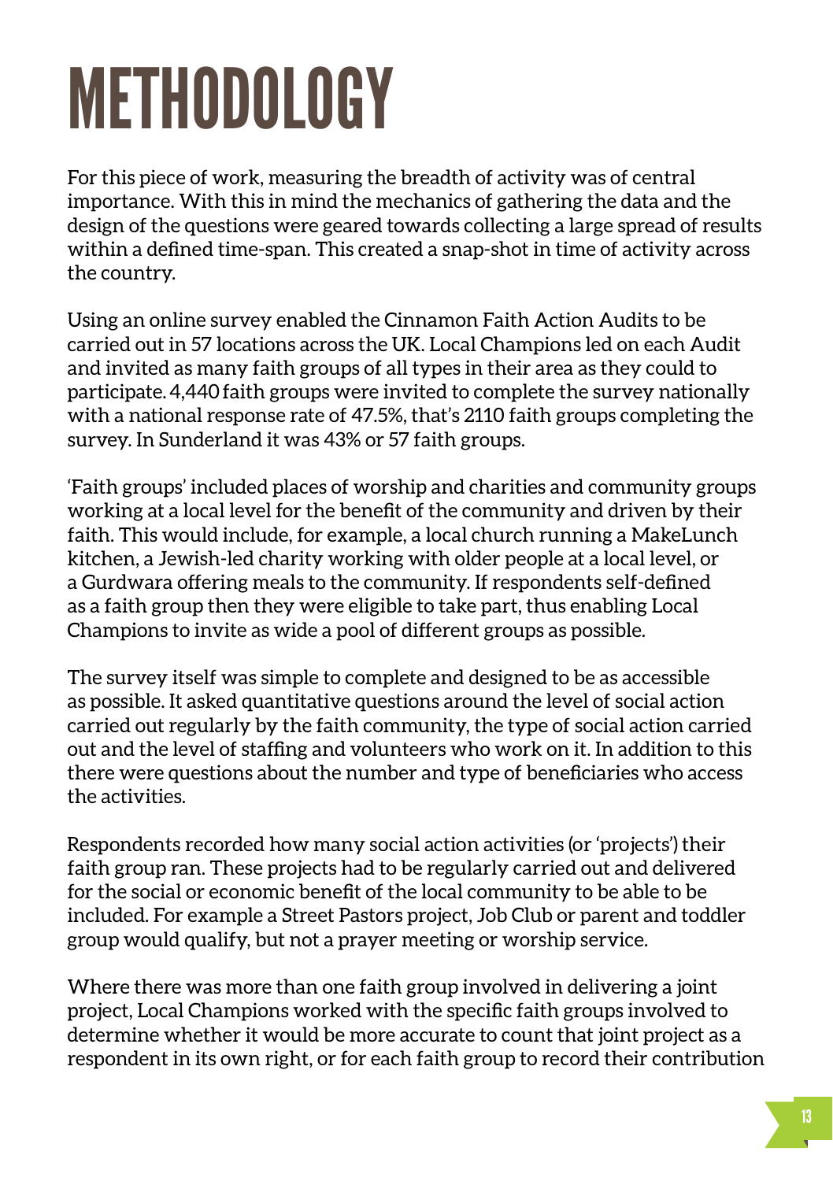# METHODOLOGY

For this piece of work, measuring the breadth of activity was of central importance. With this in mind the mechanics of gathering the data and the design of the questions were geared towards collecting a large spread of results within a defined time-span. This created a snap-shot in time of activity across the country.

Using an online survey enabled the Cinnamon Faith Action Audits to be carried out in 57 locations across the UK. Local Champions led on each Audit and invited as many faith groups of all types in their area as they could to participate. 4,440 faith groups were invited to complete the survey nationally with a national response rate of 47.5%, that's 2110 faith groups completing the survey. In Sunderland it was 43% or 57 faith groups.

'Faith groups' included places of worship and charities and community groups working at a local level for the benefit of the community and driven by their faith. This would include, for example, a local church running a MakeLunch kitchen, a Jewish-led charity working with older people at a local level, or a Gurdwara offering meals to the community. If respondents self-defined as a faith group then they were eligible to take part, thus enabling Local Champions to invite as wide a pool of different groups as possible.

The survey itself was simple to complete and designed to be as accessible as possible. It asked quantitative questions around the level of social action carried out regularly by the faith community, the type of social action carried out and the level of staffing and volunteers who work on it. In addition to this there were questions about the number and type of beneficiaries who access the activities.

Respondents recorded how many social action activities (or 'projects') their faith group ran. These projects had to be regularly carried out and delivered for the social or economic benefit of the local community to be able to be included. For example a Street Pastors project, Job Club or parent and toddler group would qualify, but not a prayer meeting or worship service.

Where there was more than one faith group involved in delivering a joint project, Local Champions worked with the specific faith groups involved to determine whether it would be more accurate to count that joint project as a respondent in its own right, or for each faith group to record their contribution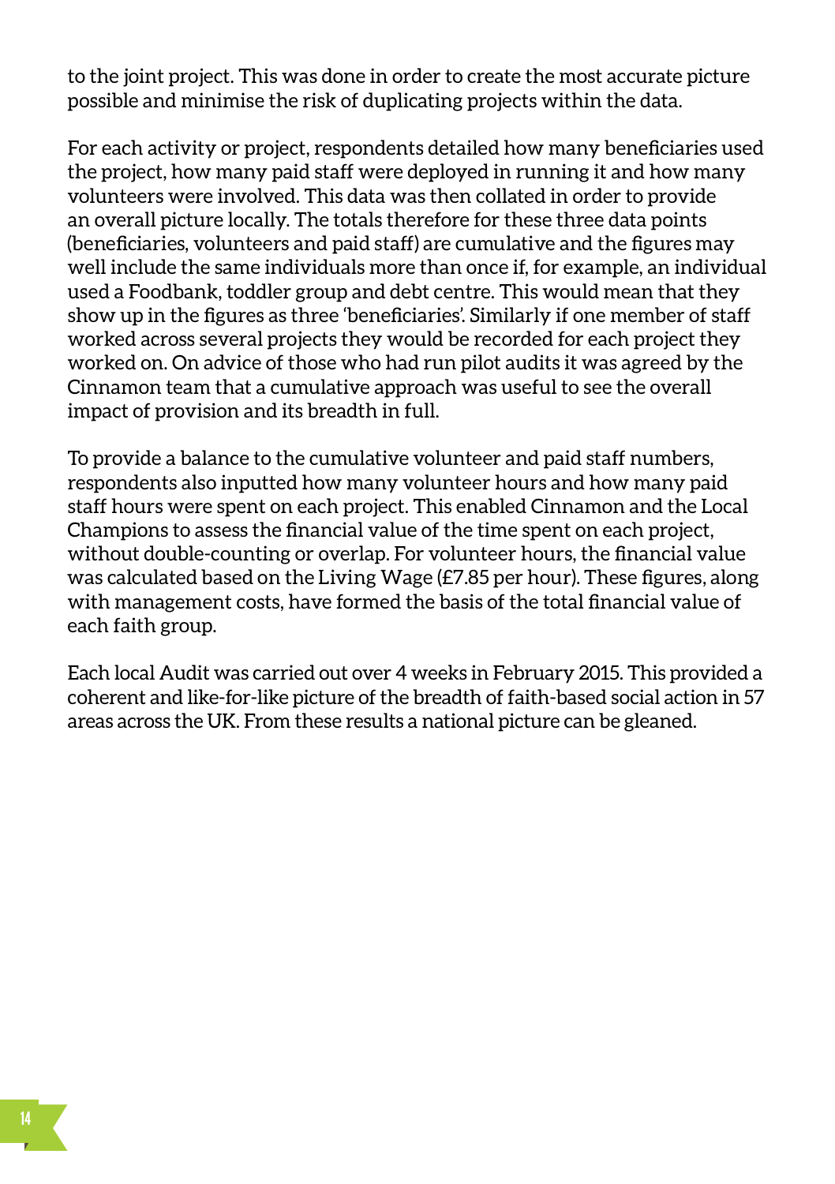to the joint project. This was done in order to create the most accurate picture possible and minimise the risk of duplicating projects within the data.

For each activity or project, respondents detailed how many beneficiaries used the project, how many paid staff were deployed in running it and how many volunteers were involved. This data was then collated in order to provide an overall picture locally. The totals therefore for these three data points (beneficiaries, volunteers and paid staff) are cumulative and the figures may well include the same individuals more than once if, for example, an individual used a Foodbank, toddler group and debt centre. This would mean that they show up in the figures as three 'beneficiaries'. Similarly if one member of staff worked across several projects they would be recorded for each project they worked on. On advice of those who had run pilot audits it was agreed by the Cinnamon team that a cumulative approach was useful to see the overall impact of provision and its breadth in full.

To provide a balance to the cumulative volunteer and paid staff numbers, respondents also inputted how many volunteer hours and how many paid staff hours were spent on each project. This enabled Cinnamon and the Local Champions to assess the financial value of the time spent on each project, without double-counting or overlap. For volunteer hours, the financial value was calculated based on the Living Wage (£7.85 per hour). These figures, along with management costs, have formed the basis of the total financial value of each faith group.

Each local Audit was carried out over 4 weeks in February 2015. This provided a coherent and like-for-like picture of the breadth of faith-based social action in 57 areas across the UK. From these results a national picture can be gleaned.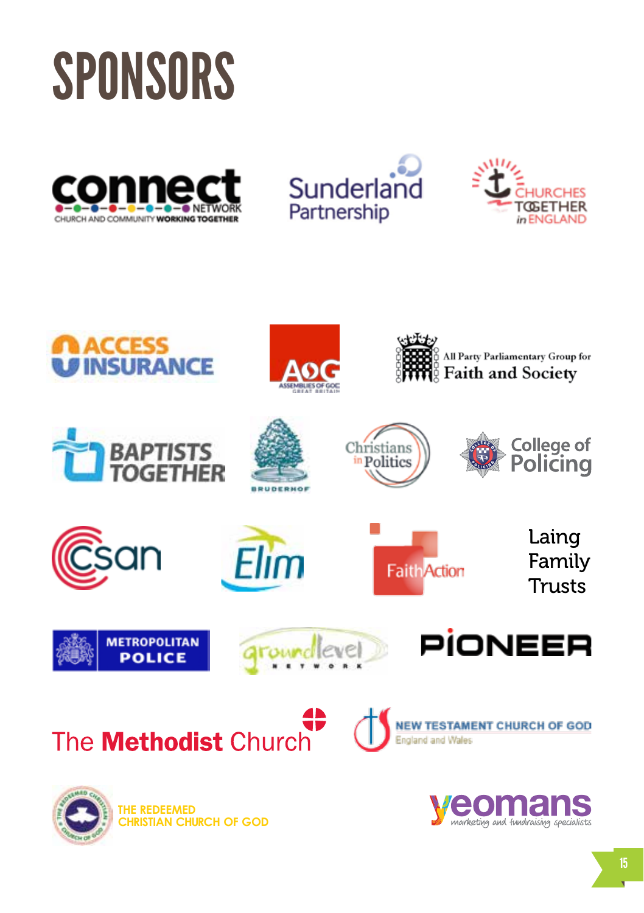# SPONSORS

connect NETWORK
CHURCH AND COMMUNITY WORKING TOGETHER

Sunderland Partnership

CHURCHES TOGETHER in ENGLAND

ACCESS INSURANCE

AOG ASSEMBLIES OF GOD GREAT BRITAIN

All Party Parliamentary Group for Faith and Society

BAPTISTS TOGETHER

BRUDERHOF

Christians in Politics

College of Policing

csan

Elim

FaithAction

Laing Family Trusts

METROPOLITAN POLICE

groundlevel NETWORK

PIONEER

The Methodist Church

NEW TESTAMENT CHURCH OF GOD England and Wales

THE REDEEMED CHRISTIAN CHURCH OF GOD

yeomans marketing and fundraising specialists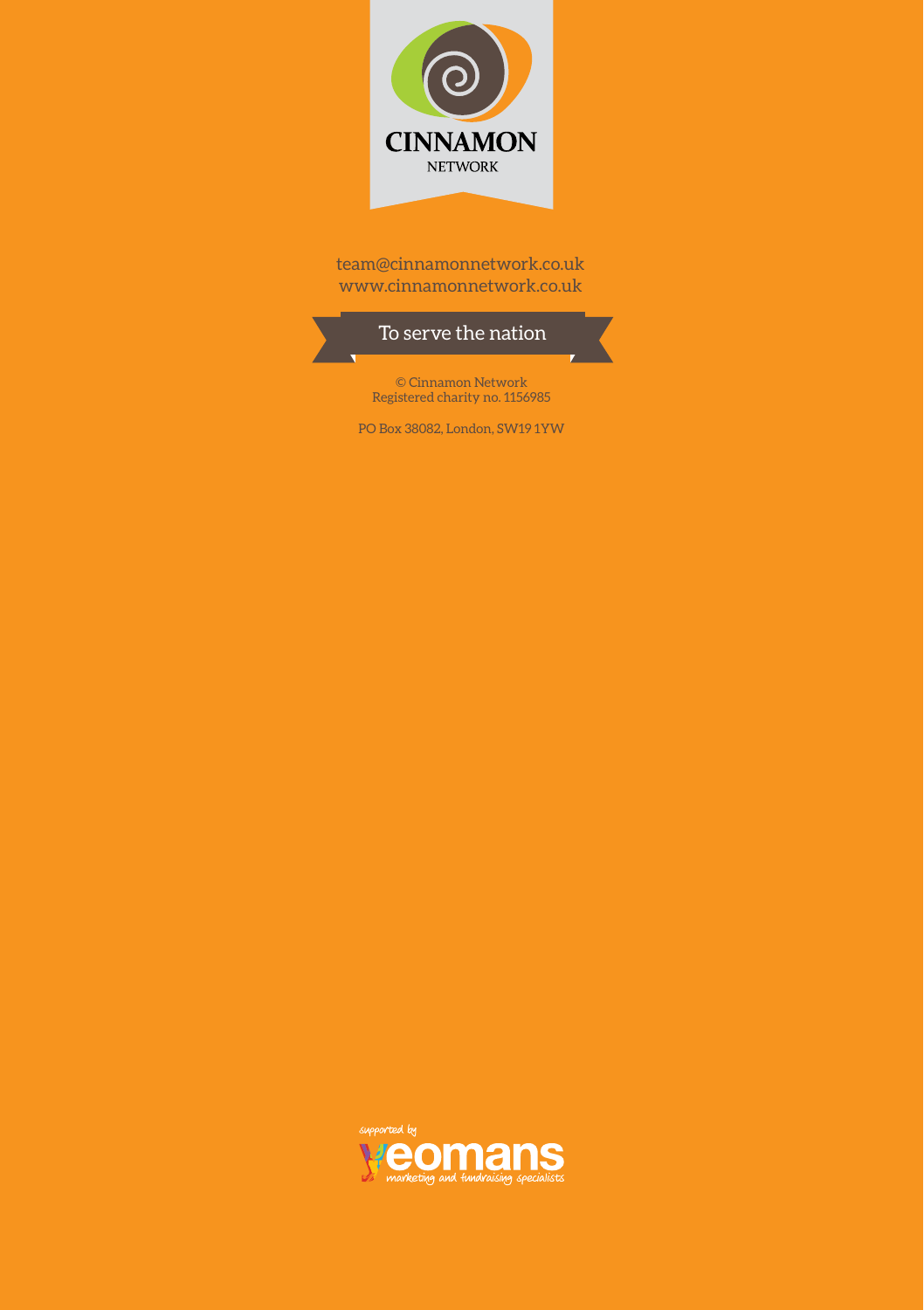CINNAMON
NETWORK

team@cinnamonnetwork.co.uk
www.cinnamonnetwork.co.uk

To serve the nation

© Cinnamon Network
Registered charity no. 1156985

PO Box 38082, London, SW19 1YW

supported by
yeomans
marketing and fundraising specialists